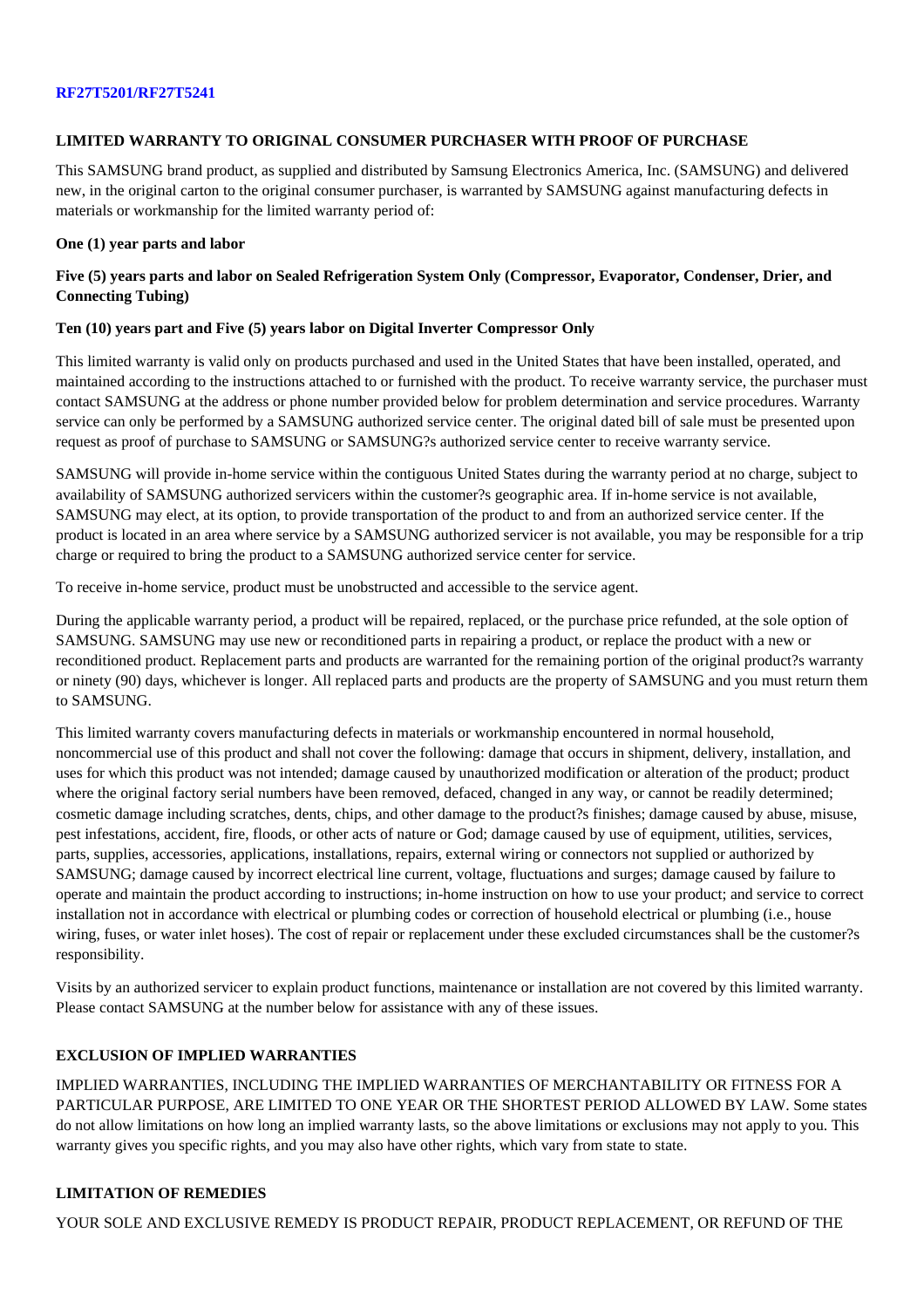**RF27T5201/RF27T5241**

## LIMITED WARRANTY TO ORIGINAL CONSUMER PURCHASER WITH PROOF OF PURCHASE

This SAMSUNG brand product, as supplied and distributed by Samsung Electronics America, Inc. (SAMSUNG) and delivered new, in the original carton to the original consumer purchaser, is warranted by SAMSUNG against manufacturing defects in materials or workmanship for the limited warranty period of:

**One (1) year parts and labor**

**Five (5) years parts and labor on Sealed Refrigeration System Only (Compressor, Evaporator, Condenser, Drier, and Connecting Tubing)**

**Ten (10) years part and Five (5) years labor on Digital Inverter Compressor Only**

This limited warranty is valid only on products purchased and used in the United States that have been installed, operated, and maintained according to the instructions attached to or furnished with the product. To receive warranty service, the purchaser must contact SAMSUNG at the address or phone number provided below for problem determination and service procedures. Warranty service can only be performed by a SAMSUNG authorized service center. The original dated bill of sale must be presented upon request as proof of purchase to SAMSUNG or SAMSUNG?s authorized service center to receive warranty service.

SAMSUNG will provide in-home service within the contiguous United States during the warranty period at no charge, subject to availability of SAMSUNG authorized servicers within the customer?s geographic area. If in-home service is not available, SAMSUNG may elect, at its option, to provide transportation of the product to and from an authorized service center. If the product is located in an area where service by a SAMSUNG authorized servicer is not available, you may be responsible for a trip charge or required to bring the product to a SAMSUNG authorized service center for service.

To receive in-home service, product must be unobstructed and accessible to the service agent.

During the applicable warranty period, a product will be repaired, replaced, or the purchase price refunded, at the sole option of SAMSUNG. SAMSUNG may use new or reconditioned parts in repairing a product, or replace the product with a new or reconditioned product. Replacement parts and products are warranted for the remaining portion of the original product?s warranty or ninety (90) days, whichever is longer. All replaced parts and products are the property of SAMSUNG and you must return them to SAMSUNG.

This limited warranty covers manufacturing defects in materials or workmanship encountered in normal household, noncommercial use of this product and shall not cover the following: damage that occurs in shipment, delivery, installation, and uses for which this product was not intended; damage caused by unauthorized modification or alteration of the product; product where the original factory serial numbers have been removed, defaced, changed in any way, or cannot be readily determined; cosmetic damage including scratches, dents, chips, and other damage to the product?s finishes; damage caused by abuse, misuse, pest infestations, accident, fire, floods, or other acts of nature or God; damage caused by use of equipment, utilities, services, parts, supplies, accessories, applications, installations, repairs, external wiring or connectors not supplied or authorized by SAMSUNG; damage caused by incorrect electrical line current, voltage, fluctuations and surges; damage caused by failure to operate and maintain the product according to instructions; in-home instruction on how to use your product; and service to correct installation not in accordance with electrical or plumbing codes or correction of household electrical or plumbing (i.e., house wiring, fuses, or water inlet hoses). The cost of repair or replacement under these excluded circumstances shall be the customer?s responsibility.

Visits by an authorized servicer to explain product functions, maintenance or installation are not covered by this limited warranty. Please contact SAMSUNG at the number below for assistance with any of these issues.

## EXCLUSION OF IMPLIED WARRANTIES

IMPLIED WARRANTIES, INCLUDING THE IMPLIED WARRANTIES OF MERCHANTABILITY OR FITNESS FOR A PARTICULAR PURPOSE, ARE LIMITED TO ONE YEAR OR THE SHORTEST PERIOD ALLOWED BY LAW. Some states do not allow limitations on how long an implied warranty lasts, so the above limitations or exclusions may not apply to you. This warranty gives you specific rights, and you may also have other rights, which vary from state to state.

## LIMITATION OF REMEDIES

YOUR SOLE AND EXCLUSIVE REMEDY IS PRODUCT REPAIR, PRODUCT REPLACEMENT, OR REFUND OF THE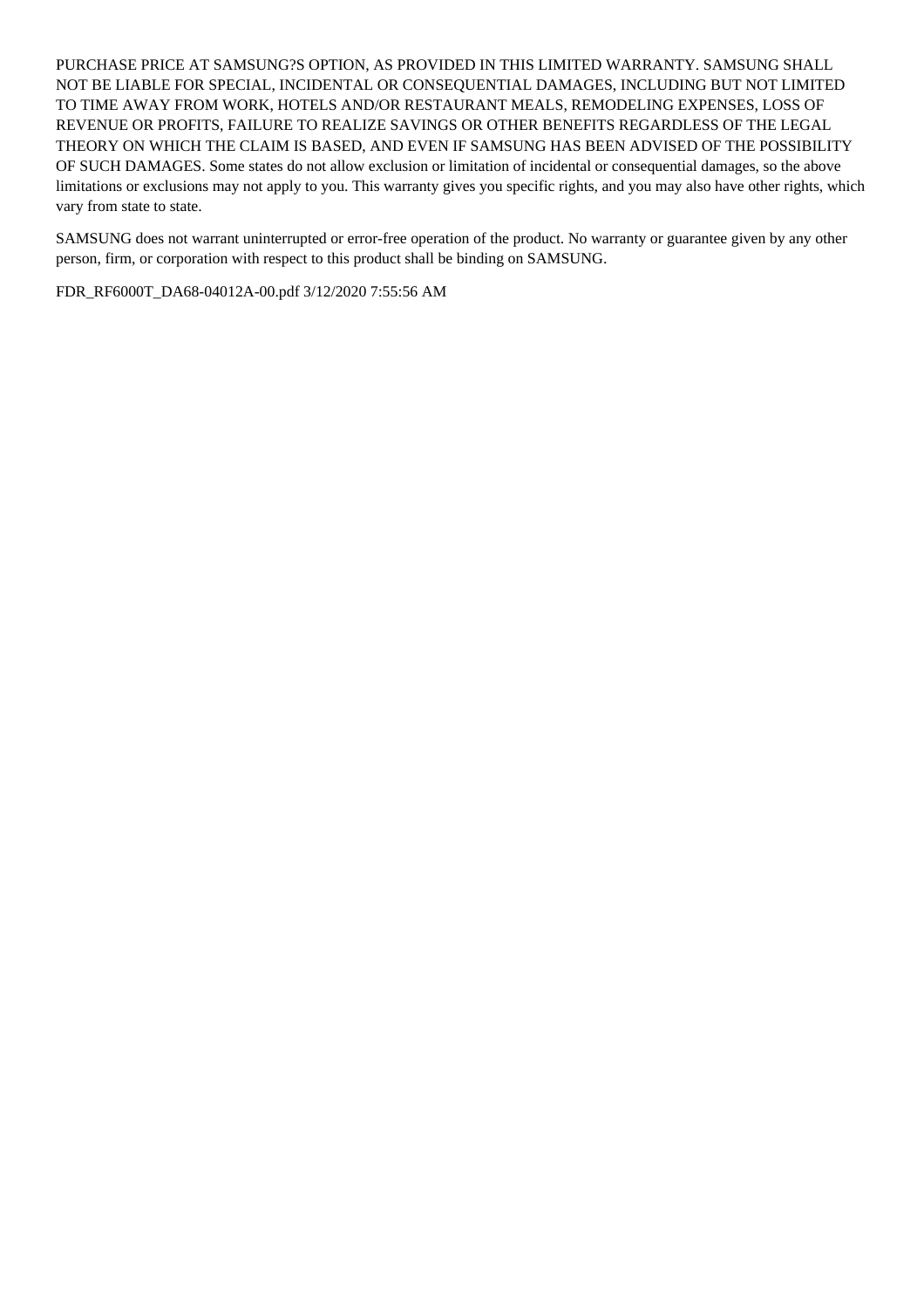PURCHASE PRICE AT SAMSUNG?S OPTION, AS PROVIDED IN THIS LIMITED WARRANTY. SAMSUNG SHALL NOT BE LIABLE FOR SPECIAL, INCIDENTAL OR CONSEQUENTIAL DAMAGES, INCLUDING BUT NOT LIMITED TO TIME AWAY FROM WORK, HOTELS AND/OR RESTAURANT MEALS, REMODELING EXPENSES, LOSS OF REVENUE OR PROFITS, FAILURE TO REALIZE SAVINGS OR OTHER BENEFITS REGARDLESS OF THE LEGAL THEORY ON WHICH THE CLAIM IS BASED, AND EVEN IF SAMSUNG HAS BEEN ADVISED OF THE POSSIBILITY OF SUCH DAMAGES. Some states do not allow exclusion or limitation of incidental or consequential damages, so the above limitations or exclusions may not apply to you. This warranty gives you specific rights, and you may also have other rights, which vary from state to state.

SAMSUNG does not warrant uninterrupted or error-free operation of the product. No warranty or guarantee given by any other person, firm, or corporation with respect to this product shall be binding on SAMSUNG.

FDR_RF6000T_DA68-04012A-00.pdf 3/12/2020 7:55:56 AM